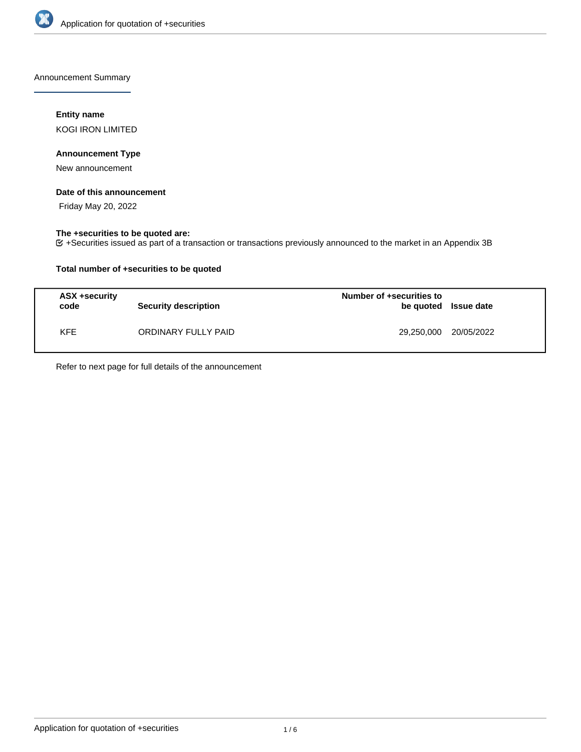Announcement Summary

### Entity name

KOGI IRON LIMITED

### Announcement Type

New announcement

### Date of this announcement

Friday May 20, 2022

### The +securities to be quoted are:

+Securities issued as part of a transaction or transactions previously announced to the market in an Appendix 3B

### Total number of +securities to be quoted

| ASX +security code | Security description | Number of +securities to be quoted | Issue date |
|---|---|---|---|
| KFE | ORDINARY FULLY PAID | 29,250,000 | 20/05/2022 |

Refer to next page for full details of the announcement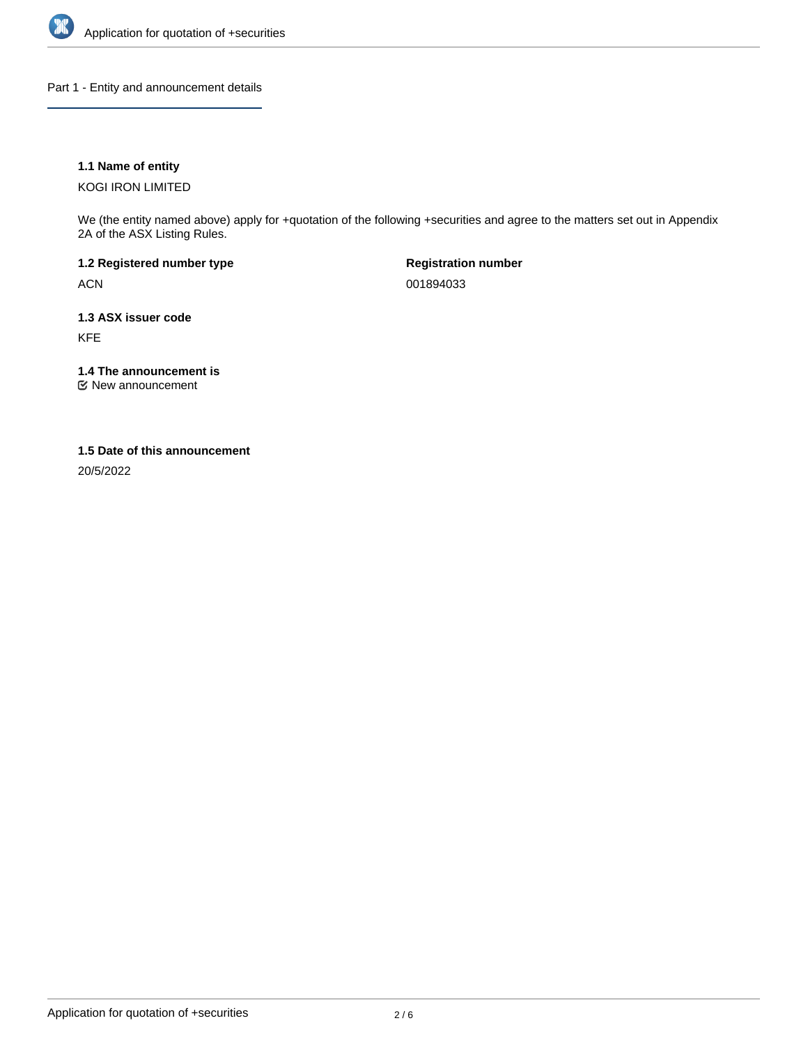## Part 1 - Entity and announcement details

### 1.1 Name of entity

KOGI IRON LIMITED

We (the entity named above) apply for +quotation of the following +securities and agree to the matters set out in Appendix 2A of the ASX Listing Rules.

**1.2 Registered number type**

ACN

**Registration number**

001894033

### 1.3 ASX issuer code

KFE

### 1.4 The announcement is

☑ New announcement

### 1.5 Date of this announcement

20/5/2022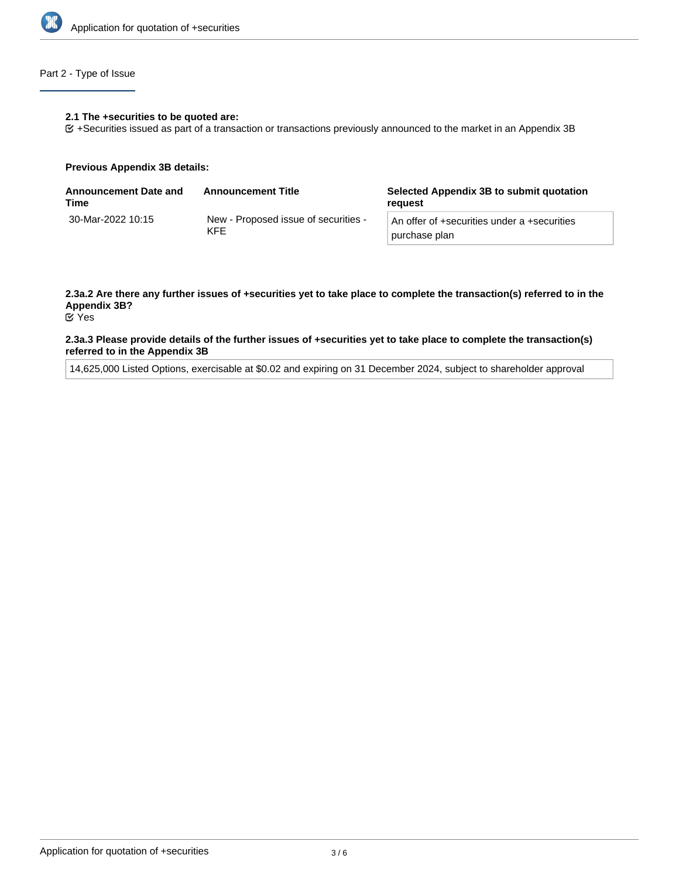## Part 2 - Type of Issue

**2.1 The +securities to be quoted are:**

☑ +Securities issued as part of a transaction or transactions previously announced to the market in an Appendix 3B

**Previous Appendix 3B details:**

| Announcement Date and Time | Announcement Title | Selected Appendix 3B to submit quotation request |
|---|---|---|
| 30-Mar-2022 10:15 | New - Proposed issue of securities - KFE | An offer of +securities under a +securities purchase plan |

**2.3a.2 Are there any further issues of +securities yet to take place to complete the transaction(s) referred to in the Appendix 3B?**

☑ Yes

**2.3a.3 Please provide details of the further issues of +securities yet to take place to complete the transaction(s) referred to in the Appendix 3B**

14,625,000 Listed Options, exercisable at $0.02 and expiring on 31 December 2024, subject to shareholder approval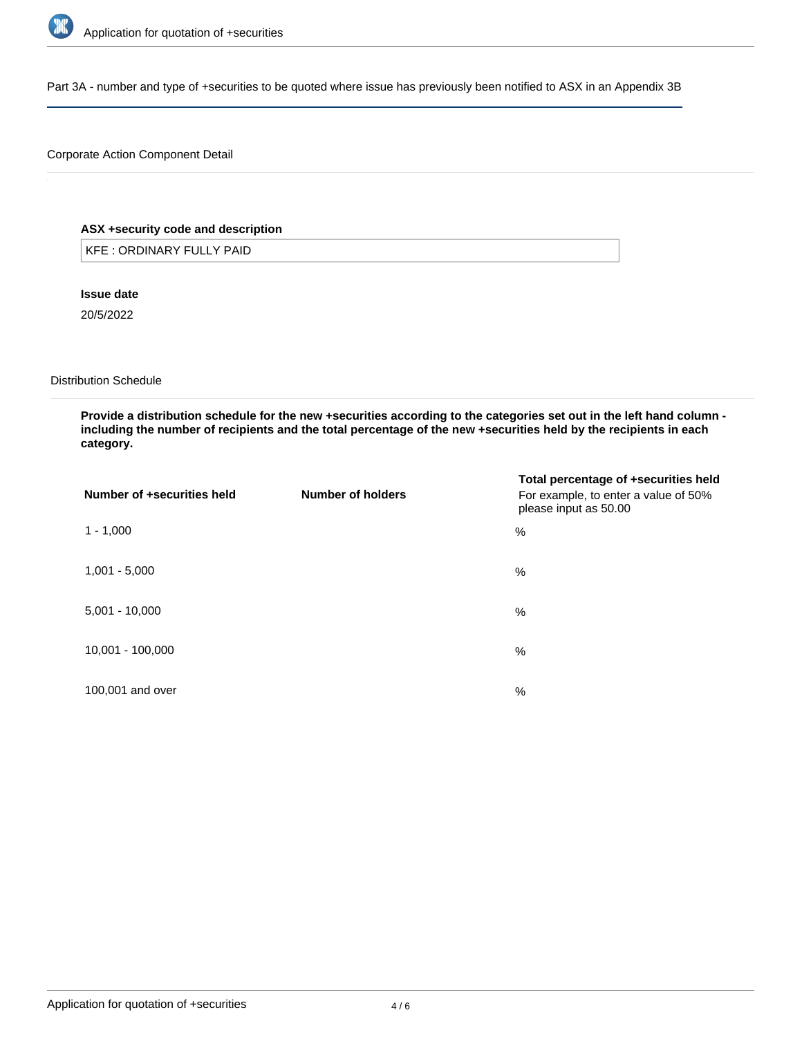Part 3A - number and type of +securities to be quoted where issue has previously been notified to ASX in an Appendix 3B

Corporate Action Component Detail

**ASX +security code and description**

KFE : ORDINARY FULLY PAID

**Issue date**

20/5/2022

Distribution Schedule

**Provide a distribution schedule for the new +securities according to the categories set out in the left hand column - including the number of recipients and the total percentage of the new +securities held by the recipients in each category.**

| Number of +securities held | Number of holders | **Total percentage of +securities held** For example, to enter a value of 50% please input as 50.00 |
|---|---|---|
| 1 - 1,000 | | % |
| 1,001 - 5,000 | | % |
| 5,001 - 10,000 | | % |
| 10,001 - 100,000 | | % |
| 100,001 and over | | % |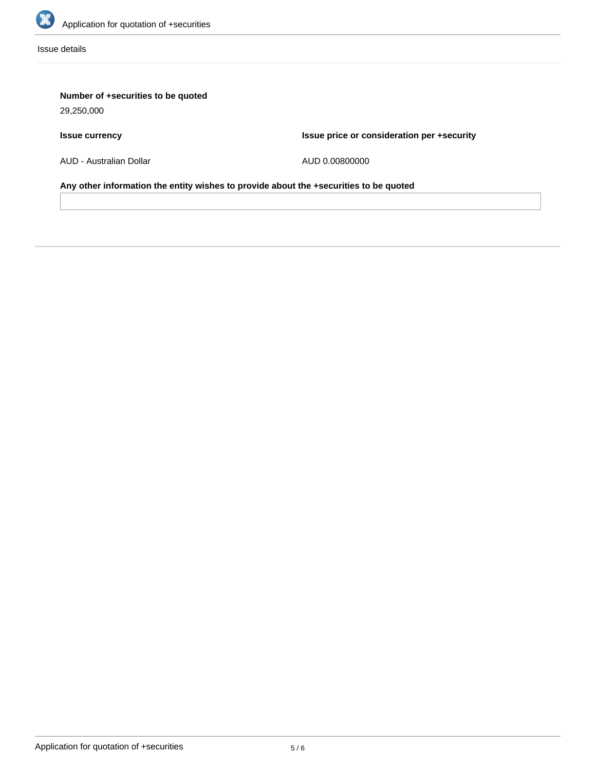Issue details

**Number of +securities to be quoted**

29,250,000

| **Issue currency** | **Issue price or consideration per +security** |
| --- | --- |
| AUD - Australian Dollar | AUD 0.00800000 |

**Any other information the entity wishes to provide about the +securities to be quoted**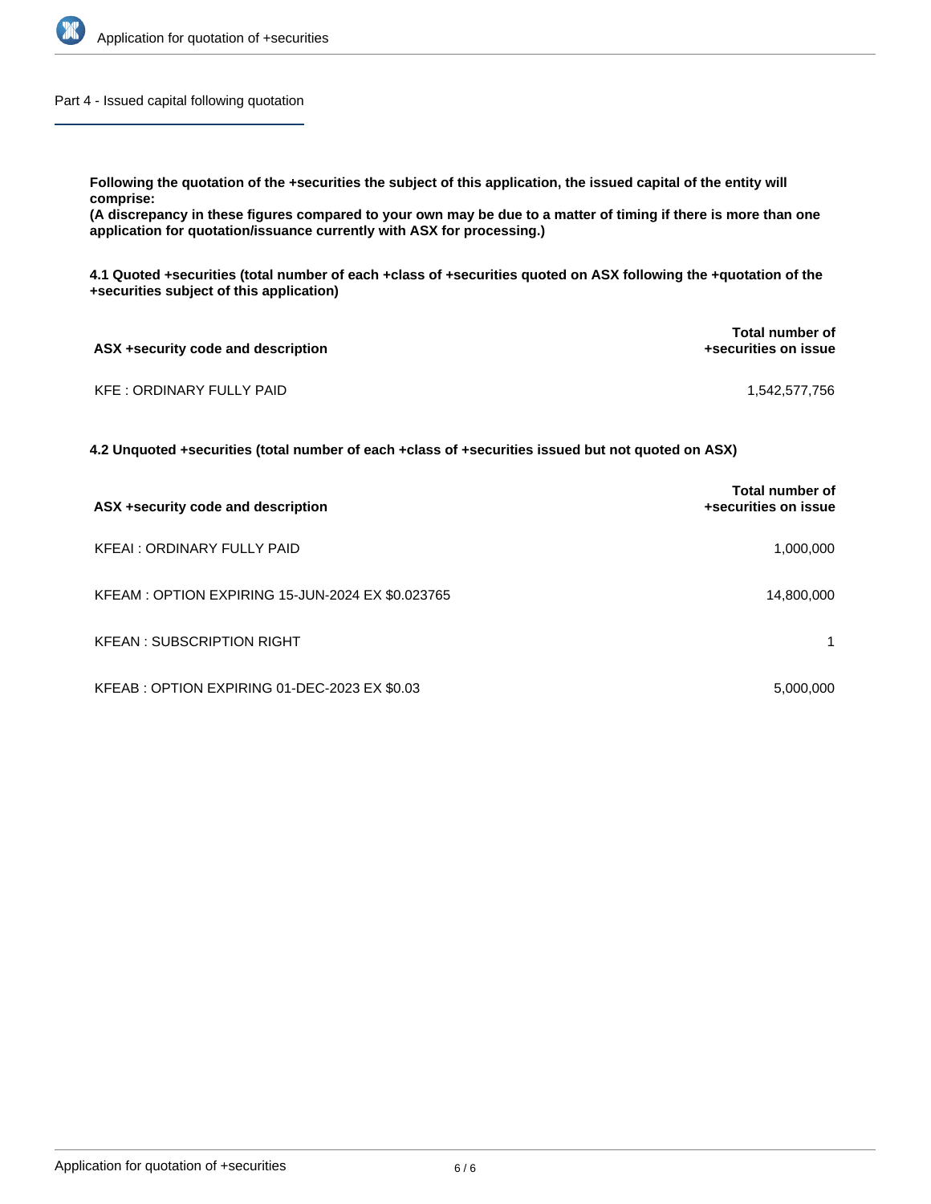## Part 4 - Issued capital following quotation

**Following the quotation of the +securities the subject of this application, the issued capital of the entity will comprise:**

**(A discrepancy in these figures compared to your own may be due to a matter of timing if there is more than one application for quotation/issuance currently with ASX for processing.)**

**4.1 Quoted +securities (total number of each +class of +securities quoted on ASX following the +quotation of the +securities subject of this application)**

| ASX +security code and description | Total number of +securities on issue |
| --- | --- |
| KFE : ORDINARY FULLY PAID | 1,542,577,756 |

**4.2 Unquoted +securities (total number of each +class of +securities issued but not quoted on ASX)**

| ASX +security code and description | Total number of +securities on issue |
| --- | --- |
| KFEAI : ORDINARY FULLY PAID | 1,000,000 |
| KFEAM : OPTION EXPIRING 15-JUN-2024 EX $0.023765 | 14,800,000 |
| KFEAN : SUBSCRIPTION RIGHT | 1 |
| KFEAB : OPTION EXPIRING 01-DEC-2023 EX $0.03 | 5,000,000 |